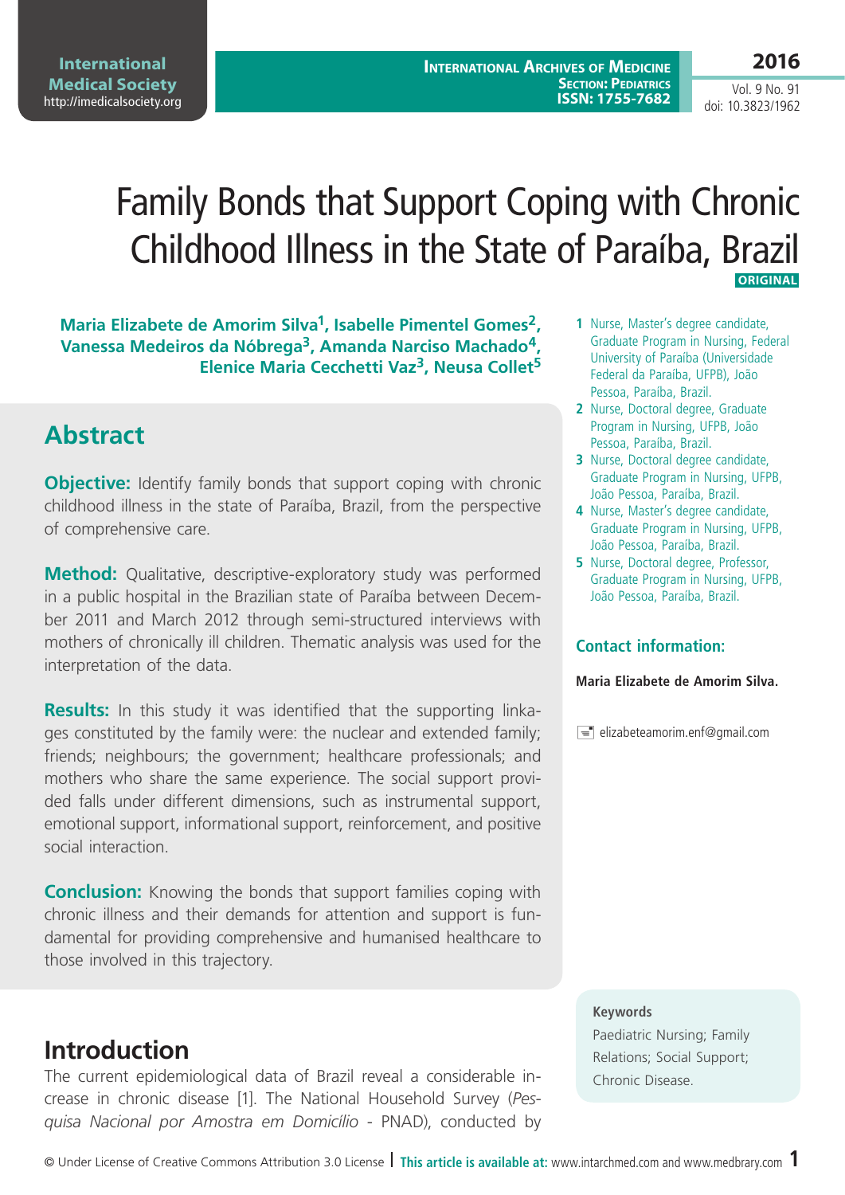# Family Bonds that Support Coping with Chronic Childhood Illness in the State of Paraíba, Brazil

ORIGINAL

**Maria Elizabete de Amorim Silva[1], Isabelle Pimentel Gomes[2], Vanessa Medeiros da Nóbrega[3], Amanda Narciso Machado[4], Elenice Maria Cecchetti Vaz[3], Neusa Collet[5]**

1 Nurse, Master's degree candidate, Graduate Program in Nursing, Federal University of Paraíba (Universidade Federal da Paraíba, UFPB), João Pessoa, Paraíba, Brazil.

2 Nurse, Doctoral degree, Graduate Program in Nursing, UFPB, João Pessoa, Paraíba, Brazil.

3 Nurse, Doctoral degree candidate, Graduate Program in Nursing, UFPB, João Pessoa, Paraíba, Brazil.

4 Nurse, Master's degree candidate, Graduate Program in Nursing, UFPB, João Pessoa, Paraíba, Brazil.

5 Nurse, Doctoral degree, Professor, Graduate Program in Nursing, UFPB, João Pessoa, Paraíba, Brazil.

### Contact information:

**Maria Elizabete de Amorim Silva.**

elizabeteamorim.enf@gmail.com

## Abstract

**Objective:** Identify family bonds that support coping with chronic childhood illness in the state of Paraíba, Brazil, from the perspective of comprehensive care.

**Method:** Qualitative, descriptive-exploratory study was performed in a public hospital in the Brazilian state of Paraíba between December 2011 and March 2012 through semi-structured interviews with mothers of chronically ill children. Thematic analysis was used for the interpretation of the data.

**Results:** In this study it was identified that the supporting linkages constituted by the family were: the nuclear and extended family; friends; neighbours; the government; healthcare professionals; and mothers who share the same experience. The social support provided falls under different dimensions, such as instrumental support, emotional support, informational support, reinforcement, and positive social interaction.

**Conclusion:** Knowing the bonds that support families coping with chronic illness and their demands for attention and support is fundamental for providing comprehensive and humanised healthcare to those involved in this trajectory.

**Keywords**

Paediatric Nursing; Family Relations; Social Support; Chronic Disease.

## Introduction

The current epidemiological data of Brazil reveal a considerable increase in chronic disease [1]. The National Household Survey (*Pesquisa Nacional por Amostra em Domicílio* - PNAD), conducted by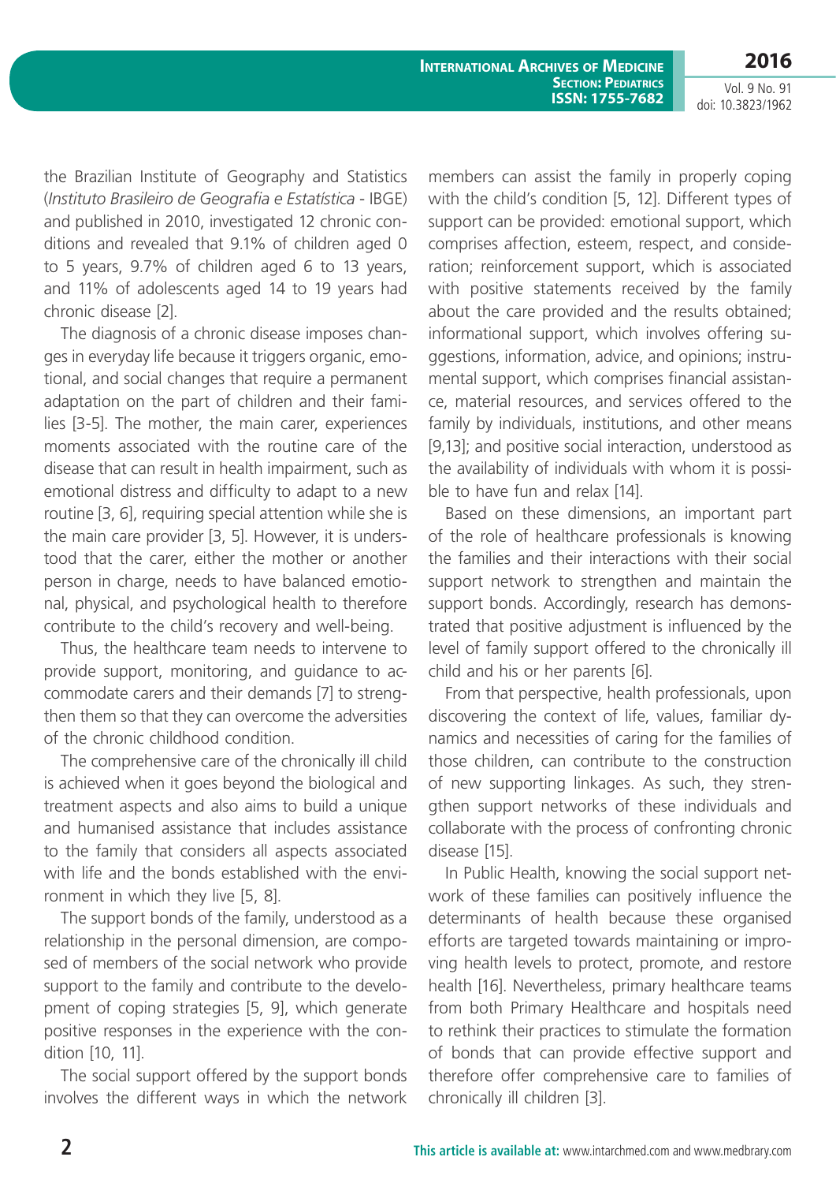the Brazilian Institute of Geography and Statistics (*Instituto Brasileiro de Geografia e Estatística* - IBGE) and published in 2010, investigated 12 chronic conditions and revealed that 9.1% of children aged 0 to 5 years, 9.7% of children aged 6 to 13 years, and 11% of adolescents aged 14 to 19 years had chronic disease [2].

The diagnosis of a chronic disease imposes changes in everyday life because it triggers organic, emotional, and social changes that require a permanent adaptation on the part of children and their families [3-5]. The mother, the main carer, experiences moments associated with the routine care of the disease that can result in health impairment, such as emotional distress and difficulty to adapt to a new routine [3, 6], requiring special attention while she is the main care provider [3, 5]. However, it is understood that the carer, either the mother or another person in charge, needs to have balanced emotional, physical, and psychological health to therefore contribute to the child's recovery and well-being.

Thus, the healthcare team needs to intervene to provide support, monitoring, and guidance to accommodate carers and their demands [7] to strengthen them so that they can overcome the adversities of the chronic childhood condition.

The comprehensive care of the chronically ill child is achieved when it goes beyond the biological and treatment aspects and also aims to build a unique and humanised assistance that includes assistance to the family that considers all aspects associated with life and the bonds established with the environment in which they live [5, 8].

The support bonds of the family, understood as a relationship in the personal dimension, are composed of members of the social network who provide support to the family and contribute to the development of coping strategies [5, 9], which generate positive responses in the experience with the condition [10, 11].

The social support offered by the support bonds involves the different ways in which the network members can assist the family in properly coping with the child's condition [5, 12]. Different types of support can be provided: emotional support, which comprises affection, esteem, respect, and consideration; reinforcement support, which is associated with positive statements received by the family about the care provided and the results obtained; informational support, which involves offering suggestions, information, advice, and opinions; instrumental support, which comprises financial assistance, material resources, and services offered to the family by individuals, institutions, and other means [9,13]; and positive social interaction, understood as the availability of individuals with whom it is possible to have fun and relax [14].

Based on these dimensions, an important part of the role of healthcare professionals is knowing the families and their interactions with their social support network to strengthen and maintain the support bonds. Accordingly, research has demonstrated that positive adjustment is influenced by the level of family support offered to the chronically ill child and his or her parents [6].

From that perspective, health professionals, upon discovering the context of life, values, familiar dynamics and necessities of caring for the families of those children, can contribute to the construction of new supporting linkages. As such, they strengthen support networks of these individuals and collaborate with the process of confronting chronic disease [15].

In Public Health, knowing the social support network of these families can positively influence the determinants of health because these organised efforts are targeted towards maintaining or improving health levels to protect, promote, and restore health [16]. Nevertheless, primary healthcare teams from both Primary Healthcare and hospitals need to rethink their practices to stimulate the formation of bonds that can provide effective support and therefore offer comprehensive care to families of chronically ill children [3].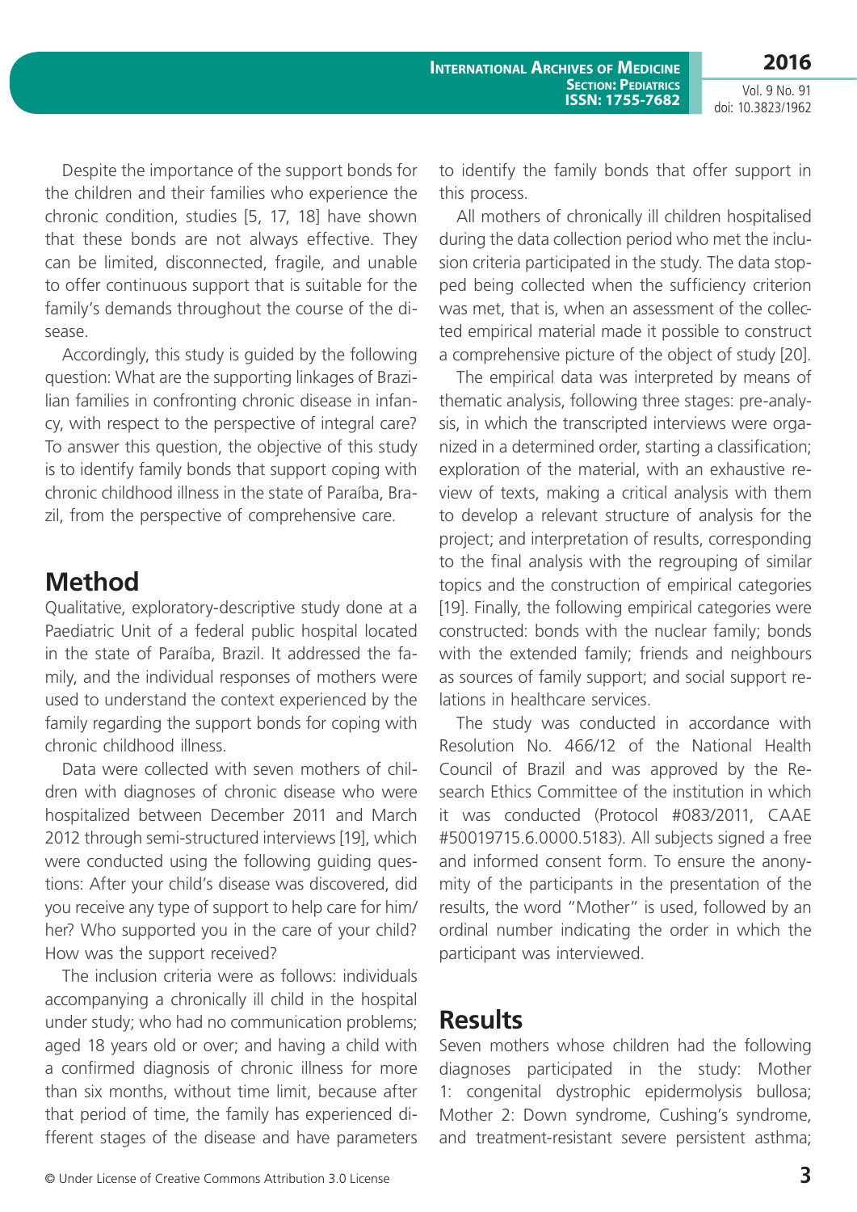Despite the importance of the support bonds for the children and their families who experience the chronic condition, studies [5, 17, 18] have shown that these bonds are not always effective. They can be limited, disconnected, fragile, and unable to offer continuous support that is suitable for the family's demands throughout the course of the disease.

Accordingly, this study is guided by the following question: What are the supporting linkages of Brazilian families in confronting chronic disease in infancy, with respect to the perspective of integral care? To answer this question, the objective of this study is to identify family bonds that support coping with chronic childhood illness in the state of Paraíba, Brazil, from the perspective of comprehensive care.

## Method

Qualitative, exploratory-descriptive study done at a Paediatric Unit of a federal public hospital located in the state of Paraíba, Brazil. It addressed the family, and the individual responses of mothers were used to understand the context experienced by the family regarding the support bonds for coping with chronic childhood illness.

Data were collected with seven mothers of children with diagnoses of chronic disease who were hospitalized between December 2011 and March 2012 through semi-structured interviews [19], which were conducted using the following guiding questions: After your child's disease was discovered, did you receive any type of support to help care for him/her? Who supported you in the care of your child? How was the support received?

The inclusion criteria were as follows: individuals accompanying a chronically ill child in the hospital under study; who had no communication problems; aged 18 years old or over; and having a child with a confirmed diagnosis of chronic illness for more than six months, without time limit, because after that period of time, the family has experienced different stages of the disease and have parameters to identify the family bonds that offer support in this process.

All mothers of chronically ill children hospitalised during the data collection period who met the inclusion criteria participated in the study. The data stopped being collected when the sufficiency criterion was met, that is, when an assessment of the collected empirical material made it possible to construct a comprehensive picture of the object of study [20].

The empirical data was interpreted by means of thematic analysis, following three stages: pre-analysis, in which the transcripted interviews were organized in a determined order, starting a classification; exploration of the material, with an exhaustive review of texts, making a critical analysis with them to develop a relevant structure of analysis for the project; and interpretation of results, corresponding to the final analysis with the regrouping of similar topics and the construction of empirical categories [19]. Finally, the following empirical categories were constructed: bonds with the nuclear family; bonds with the extended family; friends and neighbours as sources of family support; and social support relations in healthcare services.

The study was conducted in accordance with Resolution No. 466/12 of the National Health Council of Brazil and was approved by the Research Ethics Committee of the institution in which it was conducted (Protocol #083/2011, CAAE #50019715.6.0000.5183). All subjects signed a free and informed consent form. To ensure the anonymity of the participants in the presentation of the results, the word "Mother" is used, followed by an ordinal number indicating the order in which the participant was interviewed.

## Results

Seven mothers whose children had the following diagnoses participated in the study: Mother 1: congenital dystrophic epidermolysis bullosa; Mother 2: Down syndrome, Cushing's syndrome, and treatment-resistant severe persistent asthma;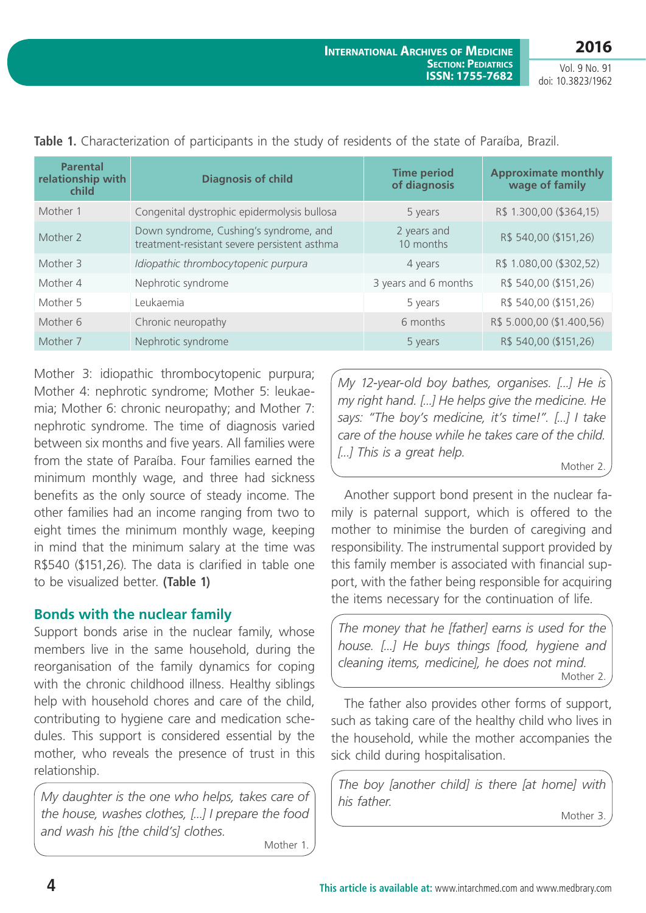**Table 1.** Characterization of participants in the study of residents of the state of Paraíba, Brazil.

| Parental relationship with child | Diagnosis of child | Time period of diagnosis | Approximate monthly wage of family |
|---|---|---|---|
| Mother 1 | Congenital dystrophic epidermolysis bullosa | 5 years | R$ 1.300,00 ($364,15) |
| Mother 2 | Down syndrome, Cushing's syndrome, and treatment-resistant severe persistent asthma | 2 years and 10 months | R$ 540,00 ($151,26) |
| Mother 3 | *Idiopathic thrombocytopenic purpura* | 4 years | R$ 1.080,00 ($302,52) |
| Mother 4 | Nephrotic syndrome | 3 years and 6 months | R$ 540,00 ($151,26) |
| Mother 5 | Leukaemia | 5 years | R$ 540,00 ($151,26) |
| Mother 6 | Chronic neuropathy | 6 months | R$ 5.000,00 ($1.400,56) |
| Mother 7 | Nephrotic syndrome | 5 years | R$ 540,00 ($151,26) |

Mother 3: idiopathic thrombocytopenic purpura; Mother 4: nephrotic syndrome; Mother 5: leukaemia; Mother 6: chronic neuropathy; and Mother 7: nephrotic syndrome. The time of diagnosis varied between six months and five years. All families were from the state of Paraíba. Four families earned the minimum monthly wage, and three had sickness benefits as the only source of steady income. The other families had an income ranging from two to eight times the minimum monthly wage, keeping in mind that the minimum salary at the time was R$540 ($151,26). The data is clarified in table one to be visualized better. **(Table 1)**

## Bonds with the nuclear family

Support bonds arise in the nuclear family, whose members live in the same household, during the reorganisation of the family dynamics for coping with the chronic childhood illness. Healthy siblings help with household chores and care of the child, contributing to hygiene care and medication schedules. This support is considered essential by the mother, who reveals the presence of trust in this relationship.

> *My daughter is the one who helps, takes care of the house, washes clothes, [...] I prepare the food and wash his [the child's] clothes.*
>
> Mother 1.

> *My 12-year-old boy bathes, organises. [...] He is my right hand. [...] He helps give the medicine. He says: "The boy's medicine, it's time!". [...] I take care of the house while he takes care of the child. [...] This is a great help.*
>
> Mother 2.

Another support bond present in the nuclear family is paternal support, which is offered to the mother to minimise the burden of caregiving and responsibility. The instrumental support provided by this family member is associated with financial support, with the father being responsible for acquiring the items necessary for the continuation of life.

> *The money that he [father] earns is used for the house. [...] He buys things [food, hygiene and cleaning items, medicine], he does not mind.*
>
> Mother 2.

The father also provides other forms of support, such as taking care of the healthy child who lives in the household, while the mother accompanies the sick child during hospitalisation.

> *The boy [another child] is there [at home] with his father.*
>
> Mother 3.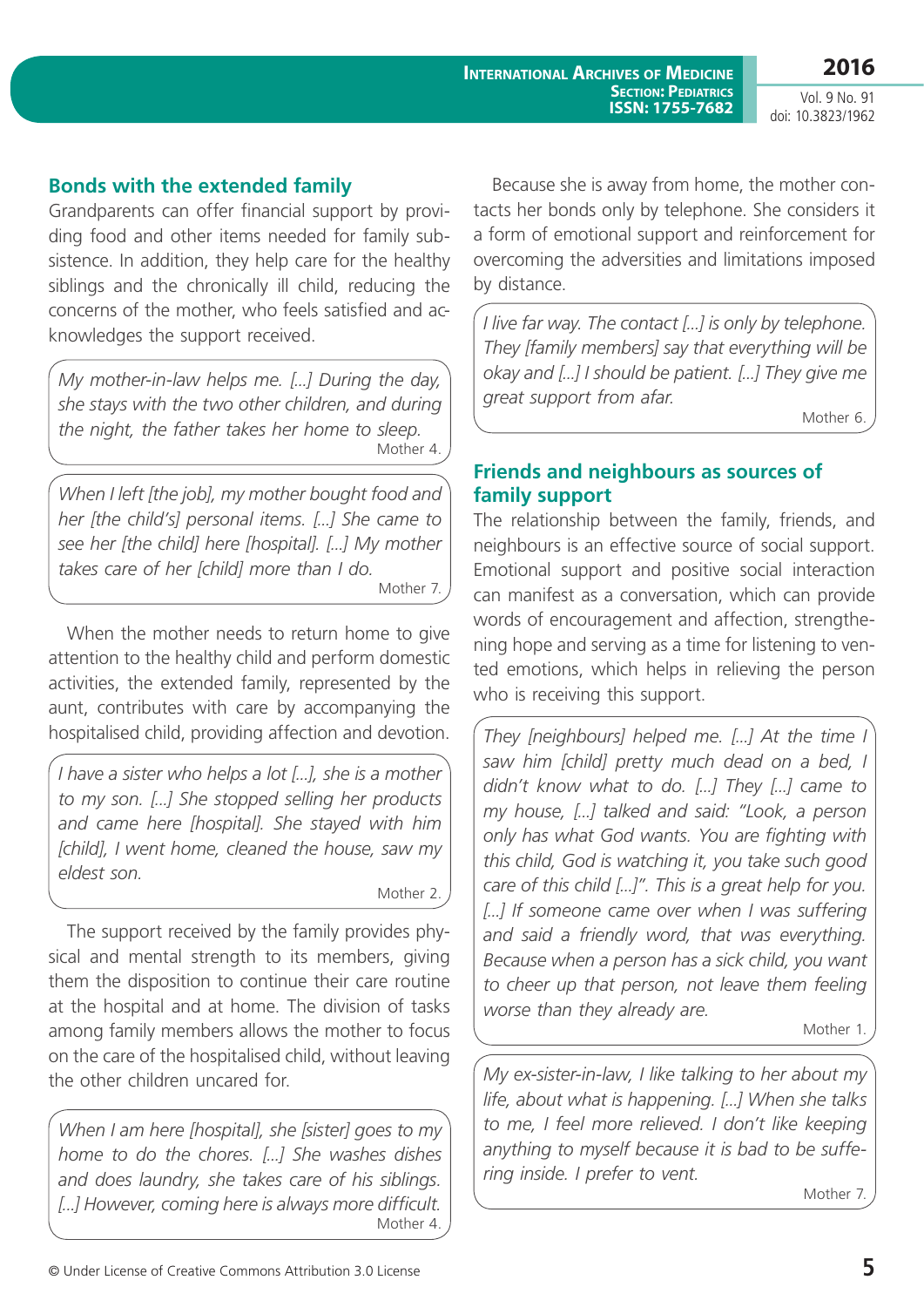## Bonds with the extended family

Grandparents can offer financial support by providing food and other items needed for family subsistence. In addition, they help care for the healthy siblings and the chronically ill child, reducing the concerns of the mother, who feels satisfied and acknowledges the support received.

> *My mother-in-law helps me. [...] During the day, she stays with the two other children, and during the night, the father takes her home to sleep.*
> Mother 4.

> *When I left [the job], my mother bought food and her [the child's] personal items. [...] She came to see her [the child] here [hospital]. [...] My mother takes care of her [child] more than I do.*
> Mother 7.

When the mother needs to return home to give attention to the healthy child and perform domestic activities, the extended family, represented by the aunt, contributes with care by accompanying the hospitalised child, providing affection and devotion.

> *I have a sister who helps a lot [...], she is a mother to my son. [...] She stopped selling her products and came here [hospital]. She stayed with him [child], I went home, cleaned the house, saw my eldest son.*
> Mother 2.

The support received by the family provides physical and mental strength to its members, giving them the disposition to continue their care routine at the hospital and at home. The division of tasks among family members allows the mother to focus on the care of the hospitalised child, without leaving the other children uncared for.

> *When I am here [hospital], she [sister] goes to my home to do the chores. [...] She washes dishes and does laundry, she takes care of his siblings. [...] However, coming here is always more difficult.*
> Mother 4.

Because she is away from home, the mother contacts her bonds only by telephone. She considers it a form of emotional support and reinforcement for overcoming the adversities and limitations imposed by distance.

> *I live far way. The contact [...] is only by telephone. They [family members] say that everything will be okay and [...] I should be patient. [...] They give me great support from afar.*
> Mother 6.

## Friends and neighbours as sources of family support

The relationship between the family, friends, and neighbours is an effective source of social support. Emotional support and positive social interaction can manifest as a conversation, which can provide words of encouragement and affection, strengthening hope and serving as a time for listening to vented emotions, which helps in relieving the person who is receiving this support.

> *They [neighbours] helped me. [...] At the time I saw him [child] pretty much dead on a bed, I didn't know what to do. [...] They [...] came to my house, [...] talked and said: "Look, a person only has what God wants. You are fighting with this child, God is watching it, you take such good care of this child [...]". This is a great help for you. [...] If someone came over when I was suffering and said a friendly word, that was everything. Because when a person has a sick child, you want to cheer up that person, not leave them feeling worse than they already are.*
> Mother 1.

> *My ex-sister-in-law, I like talking to her about my life, about what is happening. [...] When she talks to me, I feel more relieved. I don't like keeping anything to myself because it is bad to be suffering inside. I prefer to vent.*
> Mother 7.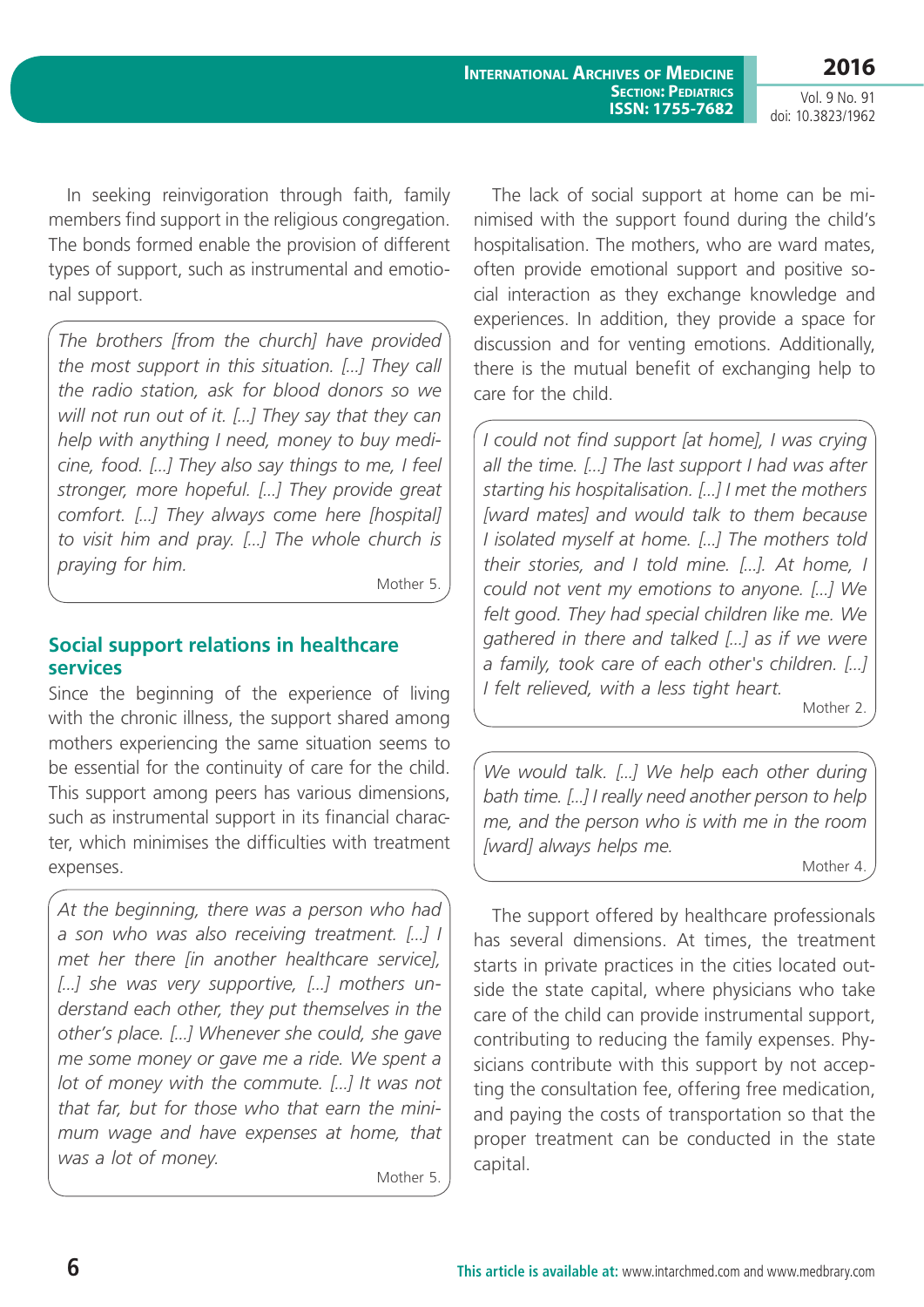In seeking reinvigoration through faith, family members find support in the religious congregation. The bonds formed enable the provision of different types of support, such as instrumental and emotional support.

> *The brothers [from the church] have provided the most support in this situation. [...] They call the radio station, ask for blood donors so we will not run out of it. [...] They say that they can help with anything I need, money to buy medicine, food. [...] They also say things to me, I feel stronger, more hopeful. [...] They provide great comfort. [...] They always come here [hospital] to visit him and pray. [...] The whole church is praying for him.*
>
> Mother 5.

## Social support relations in healthcare services

Since the beginning of the experience of living with the chronic illness, the support shared among mothers experiencing the same situation seems to be essential for the continuity of care for the child. This support among peers has various dimensions, such as instrumental support in its financial character, which minimises the difficulties with treatment expenses.

> *At the beginning, there was a person who had a son who was also receiving treatment. [...] I met her there [in another healthcare service], [...] she was very supportive, [...] mothers understand each other, they put themselves in the other's place. [...] Whenever she could, she gave me some money or gave me a ride. We spent a lot of money with the commute. [...] It was not that far, but for those who that earn the minimum wage and have expenses at home, that was a lot of money.*
>
> Mother 5.

The lack of social support at home can be minimised with the support found during the child's hospitalisation. The mothers, who are ward mates, often provide emotional support and positive social interaction as they exchange knowledge and experiences. In addition, they provide a space for discussion and for venting emotions. Additionally, there is the mutual benefit of exchanging help to care for the child.

> *I could not find support [at home], I was crying all the time. [...] The last support I had was after starting his hospitalisation. [...] I met the mothers [ward mates] and would talk to them because I isolated myself at home. [...] The mothers told their stories, and I told mine. [...]. At home, I could not vent my emotions to anyone. [...] We felt good. They had special children like me. We gathered in there and talked [...] as if we were a family, took care of each other's children. [...] I felt relieved, with a less tight heart.*
>
> Mother 2.

> *We would talk. [...] We help each other during bath time. [...] I really need another person to help me, and the person who is with me in the room [ward] always helps me.*
>
> Mother 4.

The support offered by healthcare professionals has several dimensions. At times, the treatment starts in private practices in the cities located outside the state capital, where physicians who take care of the child can provide instrumental support, contributing to reducing the family expenses. Physicians contribute with this support by not accepting the consultation fee, offering free medication, and paying the costs of transportation so that the proper treatment can be conducted in the state capital.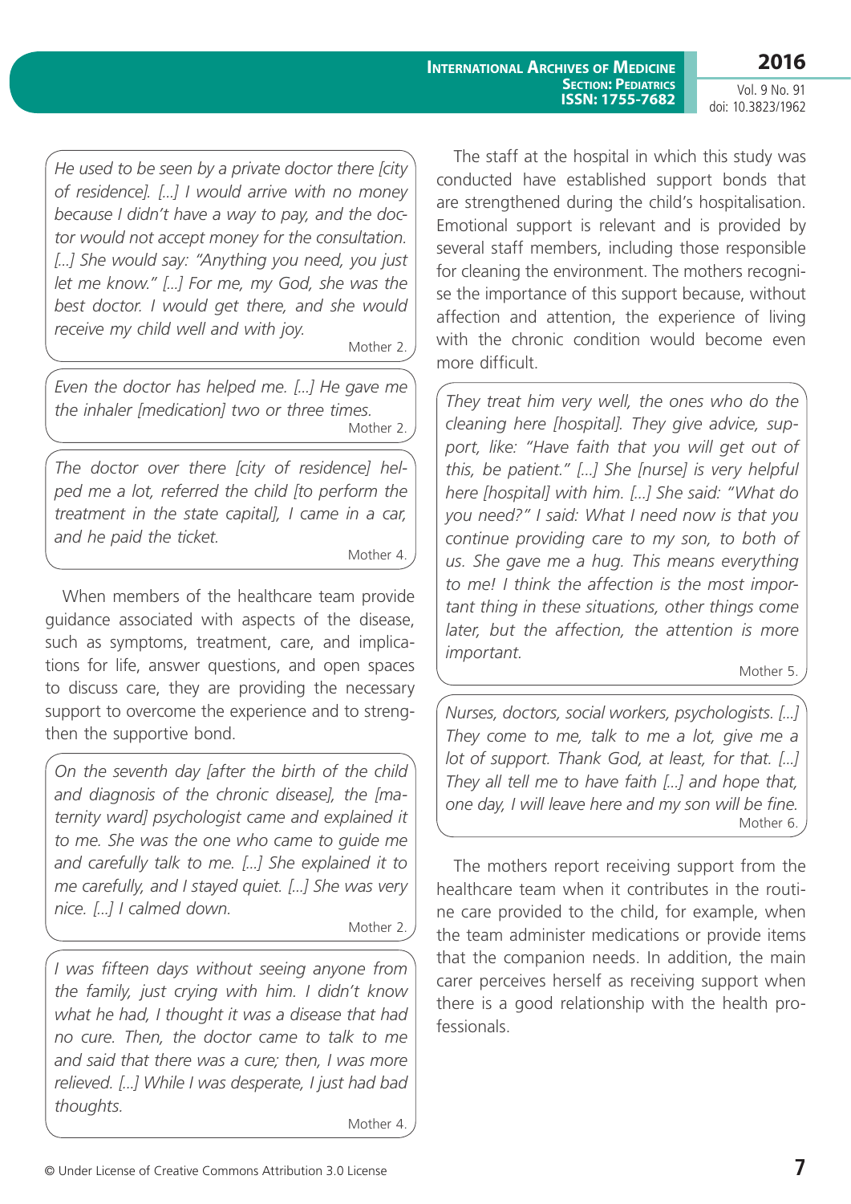> *He used to be seen by a private doctor there [city of residence]. [...] I would arrive with no money because I didn't have a way to pay, and the doctor would not accept money for the consultation. [...] She would say: "Anything you need, you just let me know." [...] For me, my God, she was the best doctor. I would get there, and she would receive my child well and with joy.*
>
> Mother 2.

> *Even the doctor has helped me. [...] He gave me the inhaler [medication] two or three times.*
>
> Mother 2.

> *The doctor over there [city of residence] helped me a lot, referred the child [to perform the treatment in the state capital], I came in a car, and he paid the ticket.*
>
> Mother 4.

When members of the healthcare team provide guidance associated with aspects of the disease, such as symptoms, treatment, care, and implications for life, answer questions, and open spaces to discuss care, they are providing the necessary support to overcome the experience and to strengthen the supportive bond.

> *On the seventh day [after the birth of the child and diagnosis of the chronic disease], the [maternity ward] psychologist came and explained it to me. She was the one who came to guide me and carefully talk to me. [...] She explained it to me carefully, and I stayed quiet. [...] She was very nice. [...] I calmed down.*
>
> Mother 2.

> *I was fifteen days without seeing anyone from the family, just crying with him. I didn't know what he had, I thought it was a disease that had no cure. Then, the doctor came to talk to me and said that there was a cure; then, I was more relieved. [...] While I was desperate, I just had bad thoughts.*
>
> Mother 4.

The staff at the hospital in which this study was conducted have established support bonds that are strengthened during the child's hospitalisation. Emotional support is relevant and is provided by several staff members, including those responsible for cleaning the environment. The mothers recognise the importance of this support because, without affection and attention, the experience of living with the chronic condition would become even more difficult.

> *They treat him very well, the ones who do the cleaning here [hospital]. They give advice, support, like: "Have faith that you will get out of this, be patient." [...] She [nurse] is very helpful here [hospital] with him. [...] She said: "What do you need?" I said: What I need now is that you continue providing care to my son, to both of us. She gave me a hug. This means everything to me! I think the affection is the most important thing in these situations, other things come later, but the affection, the attention is more important.*
>
> Mother 5.

> *Nurses, doctors, social workers, psychologists. [...] They come to me, talk to me a lot, give me a lot of support. Thank God, at least, for that. [...] They all tell me to have faith [...] and hope that, one day, I will leave here and my son will be fine.*
>
> Mother 6.

The mothers report receiving support from the healthcare team when it contributes in the routine care provided to the child, for example, when the team administer medications or provide items that the companion needs. In addition, the main carer perceives herself as receiving support when there is a good relationship with the health professionals.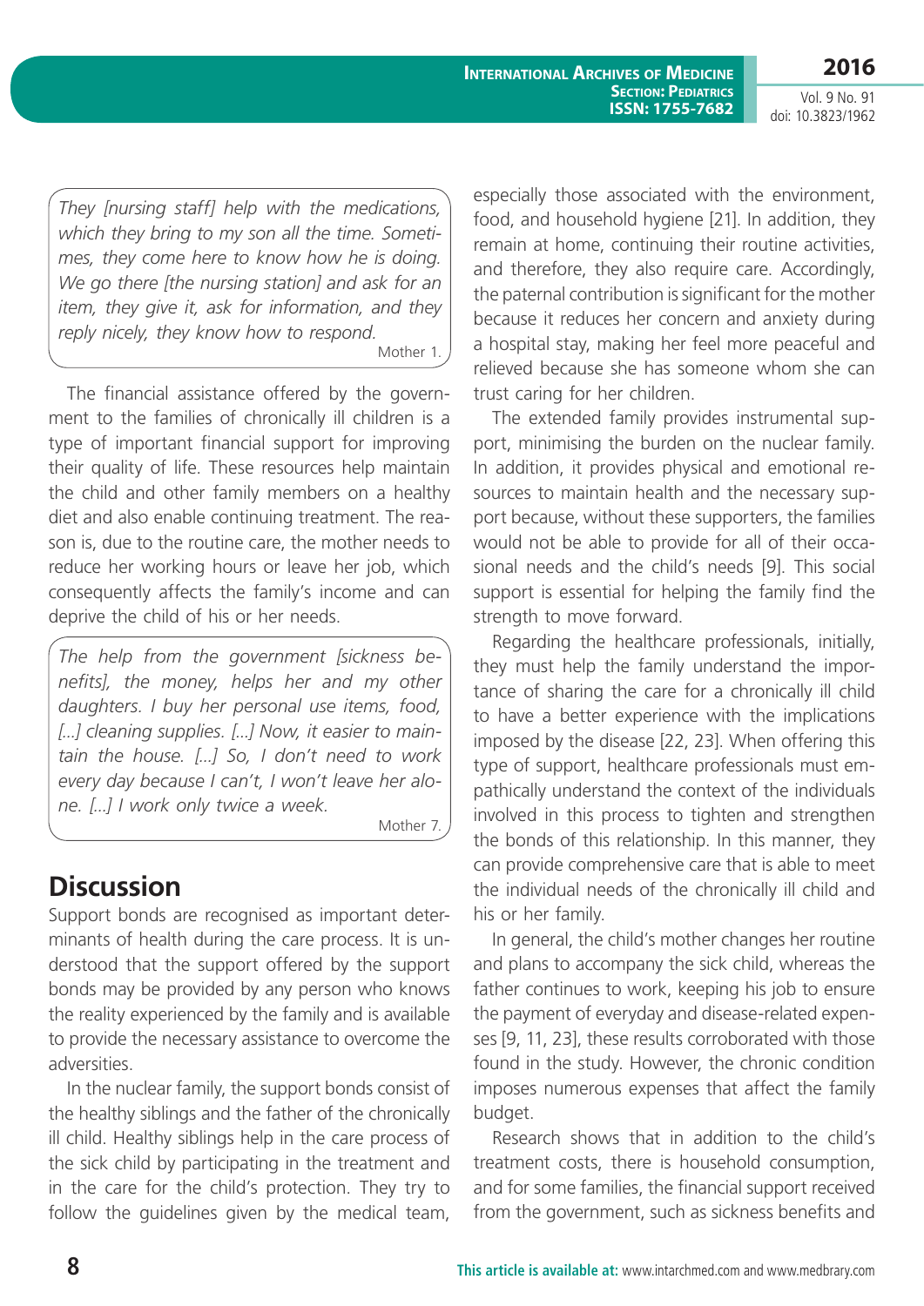*They [nursing staff] help with the medications, which they bring to my son all the time. Sometimes, they come here to know how he is doing. We go there [the nursing station] and ask for an item, they give it, ask for information, and they reply nicely, they know how to respond.*

Mother 1.

The financial assistance offered by the government to the families of chronically ill children is a type of important financial support for improving their quality of life. These resources help maintain the child and other family members on a healthy diet and also enable continuing treatment. The reason is, due to the routine care, the mother needs to reduce her working hours or leave her job, which consequently affects the family's income and can deprive the child of his or her needs.

*The help from the government [sickness benefits], the money, helps her and my other daughters. I buy her personal use items, food, [...] cleaning supplies. [...] Now, it easier to maintain the house. [...] So, I don't need to work every day because I can't, I won't leave her alone. [...] I work only twice a week.*

Mother 7.

## Discussion

Support bonds are recognised as important determinants of health during the care process. It is understood that the support offered by the support bonds may be provided by any person who knows the reality experienced by the family and is available to provide the necessary assistance to overcome the adversities.

In the nuclear family, the support bonds consist of the healthy siblings and the father of the chronically ill child. Healthy siblings help in the care process of the sick child by participating in the treatment and in the care for the child's protection. They try to follow the guidelines given by the medical team, especially those associated with the environment, food, and household hygiene [21]. In addition, they remain at home, continuing their routine activities, and therefore, they also require care. Accordingly, the paternal contribution is significant for the mother because it reduces her concern and anxiety during a hospital stay, making her feel more peaceful and relieved because she has someone whom she can trust caring for her children.

The extended family provides instrumental support, minimising the burden on the nuclear family. In addition, it provides physical and emotional resources to maintain health and the necessary support because, without these supporters, the families would not be able to provide for all of their occasional needs and the child's needs [9]. This social support is essential for helping the family find the strength to move forward.

Regarding the healthcare professionals, initially, they must help the family understand the importance of sharing the care for a chronically ill child to have a better experience with the implications imposed by the disease [22, 23]. When offering this type of support, healthcare professionals must empathically understand the context of the individuals involved in this process to tighten and strengthen the bonds of this relationship. In this manner, they can provide comprehensive care that is able to meet the individual needs of the chronically ill child and his or her family.

In general, the child's mother changes her routine and plans to accompany the sick child, whereas the father continues to work, keeping his job to ensure the payment of everyday and disease-related expenses [9, 11, 23], these results corroborated with those found in the study. However, the chronic condition imposes numerous expenses that affect the family budget.

Research shows that in addition to the child's treatment costs, there is household consumption, and for some families, the financial support received from the government, such as sickness benefits and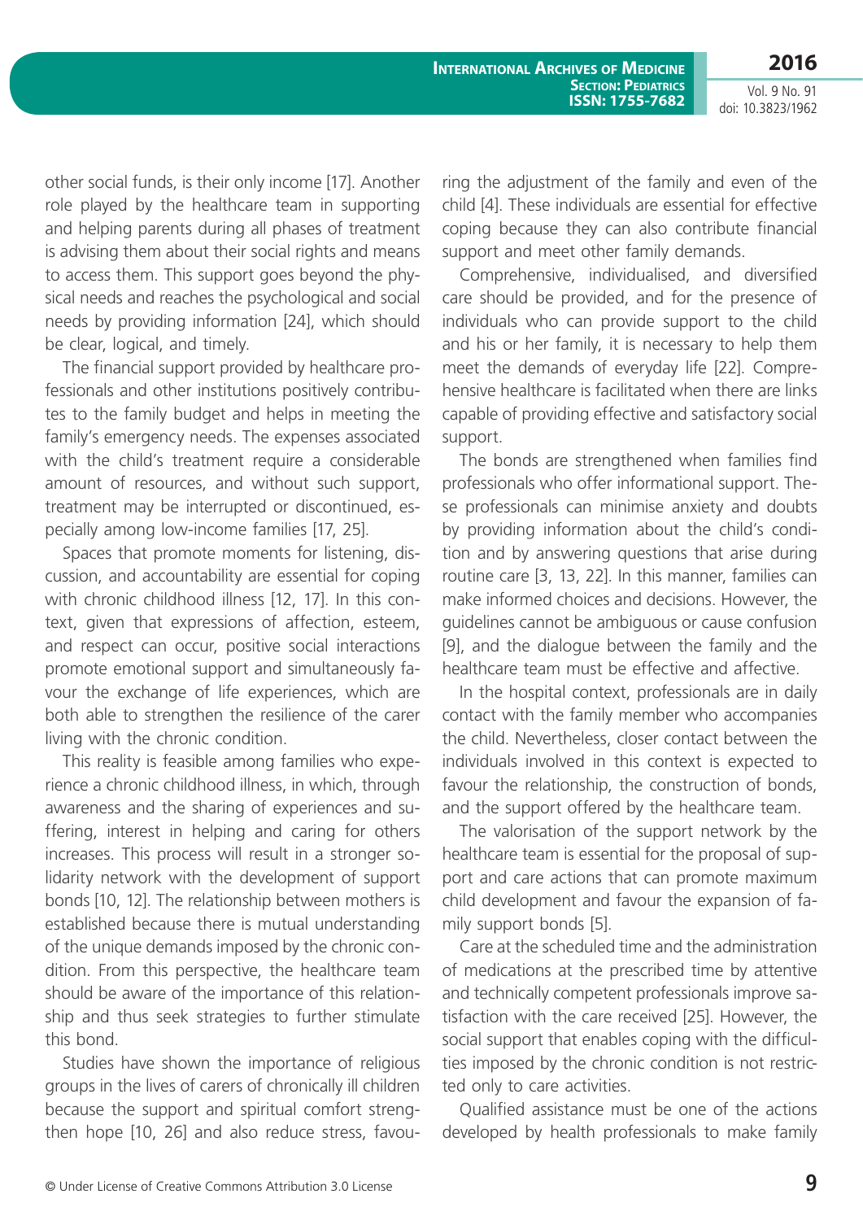other social funds, is their only income [17]. Another role played by the healthcare team in supporting and helping parents during all phases of treatment is advising them about their social rights and means to access them. This support goes beyond the physical needs and reaches the psychological and social needs by providing information [24], which should be clear, logical, and timely.

The financial support provided by healthcare professionals and other institutions positively contributes to the family budget and helps in meeting the family's emergency needs. The expenses associated with the child's treatment require a considerable amount of resources, and without such support, treatment may be interrupted or discontinued, especially among low-income families [17, 25].

Spaces that promote moments for listening, discussion, and accountability are essential for coping with chronic childhood illness [12, 17]. In this context, given that expressions of affection, esteem, and respect can occur, positive social interactions promote emotional support and simultaneously favour the exchange of life experiences, which are both able to strengthen the resilience of the carer living with the chronic condition.

This reality is feasible among families who experience a chronic childhood illness, in which, through awareness and the sharing of experiences and suffering, interest in helping and caring for others increases. This process will result in a stronger solidarity network with the development of support bonds [10, 12]. The relationship between mothers is established because there is mutual understanding of the unique demands imposed by the chronic condition. From this perspective, the healthcare team should be aware of the importance of this relationship and thus seek strategies to further stimulate this bond.

Studies have shown the importance of religious groups in the lives of carers of chronically ill children because the support and spiritual comfort strengthen hope [10, 26] and also reduce stress, favouring the adjustment of the family and even of the child [4]. These individuals are essential for effective coping because they can also contribute financial support and meet other family demands.

Comprehensive, individualised, and diversified care should be provided, and for the presence of individuals who can provide support to the child and his or her family, it is necessary to help them meet the demands of everyday life [22]. Comprehensive healthcare is facilitated when there are links capable of providing effective and satisfactory social support.

The bonds are strengthened when families find professionals who offer informational support. These professionals can minimise anxiety and doubts by providing information about the child's condition and by answering questions that arise during routine care [3, 13, 22]. In this manner, families can make informed choices and decisions. However, the guidelines cannot be ambiguous or cause confusion [9], and the dialogue between the family and the healthcare team must be effective and affective.

In the hospital context, professionals are in daily contact with the family member who accompanies the child. Nevertheless, closer contact between the individuals involved in this context is expected to favour the relationship, the construction of bonds, and the support offered by the healthcare team.

The valorisation of the support network by the healthcare team is essential for the proposal of support and care actions that can promote maximum child development and favour the expansion of family support bonds [5].

Care at the scheduled time and the administration of medications at the prescribed time by attentive and technically competent professionals improve satisfaction with the care received [25]. However, the social support that enables coping with the difficulties imposed by the chronic condition is not restricted only to care activities.

Qualified assistance must be one of the actions developed by health professionals to make family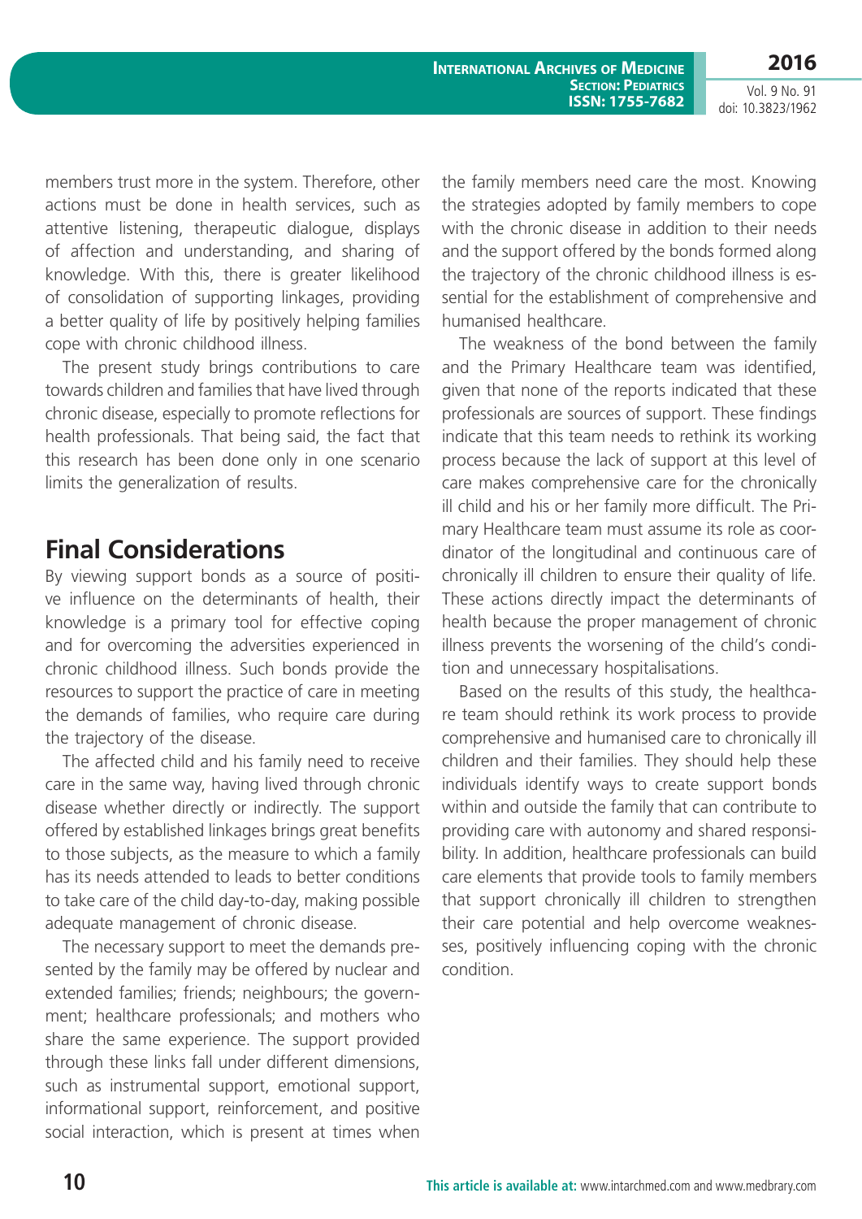members trust more in the system. Therefore, other actions must be done in health services, such as attentive listening, therapeutic dialogue, displays of affection and understanding, and sharing of knowledge. With this, there is greater likelihood of consolidation of supporting linkages, providing a better quality of life by positively helping families cope with chronic childhood illness.

The present study brings contributions to care towards children and families that have lived through chronic disease, especially to promote reflections for health professionals. That being said, the fact that this research has been done only in one scenario limits the generalization of results.

## Final Considerations

By viewing support bonds as a source of positive influence on the determinants of health, their knowledge is a primary tool for effective coping and for overcoming the adversities experienced in chronic childhood illness. Such bonds provide the resources to support the practice of care in meeting the demands of families, who require care during the trajectory of the disease.

The affected child and his family need to receive care in the same way, having lived through chronic disease whether directly or indirectly. The support offered by established linkages brings great benefits to those subjects, as the measure to which a family has its needs attended to leads to better conditions to take care of the child day-to-day, making possible adequate management of chronic disease.

The necessary support to meet the demands presented by the family may be offered by nuclear and extended families; friends; neighbours; the government; healthcare professionals; and mothers who share the same experience. The support provided through these links fall under different dimensions, such as instrumental support, emotional support, informational support, reinforcement, and positive social interaction, which is present at times when the family members need care the most. Knowing the strategies adopted by family members to cope with the chronic disease in addition to their needs and the support offered by the bonds formed along the trajectory of the chronic childhood illness is essential for the establishment of comprehensive and humanised healthcare.

The weakness of the bond between the family and the Primary Healthcare team was identified, given that none of the reports indicated that these professionals are sources of support. These findings indicate that this team needs to rethink its working process because the lack of support at this level of care makes comprehensive care for the chronically ill child and his or her family more difficult. The Primary Healthcare team must assume its role as coordinator of the longitudinal and continuous care of chronically ill children to ensure their quality of life. These actions directly impact the determinants of health because the proper management of chronic illness prevents the worsening of the child's condition and unnecessary hospitalisations.

Based on the results of this study, the healthcare team should rethink its work process to provide comprehensive and humanised care to chronically ill children and their families. They should help these individuals identify ways to create support bonds within and outside the family that can contribute to providing care with autonomy and shared responsibility. In addition, healthcare professionals can build care elements that provide tools to family members that support chronically ill children to strengthen their care potential and help overcome weaknesses, positively influencing coping with the chronic condition.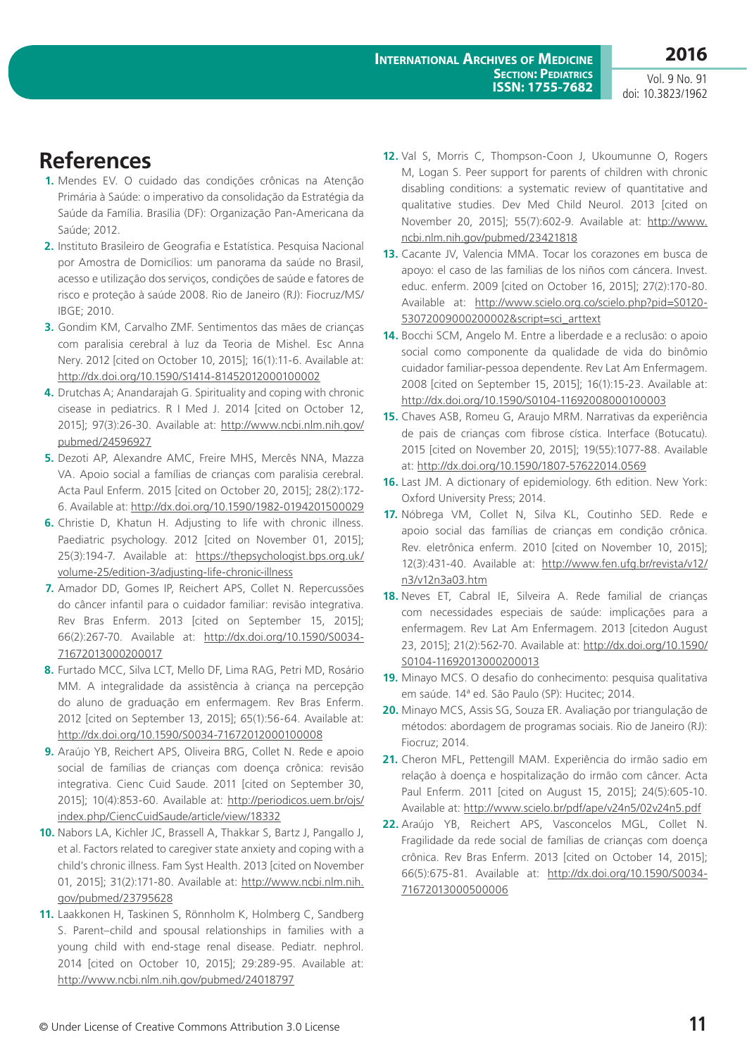# References

1. Mendes EV. O cuidado das condições crônicas na Atenção Primária à Saúde: o imperativo da consolidação da Estratégia da Saúde da Família. Brasília (DF): Organização Pan-Americana da Saúde; 2012.
2. Instituto Brasileiro de Geografia e Estatística. Pesquisa Nacional por Amostra de Domicílios: um panorama da saúde no Brasil, acesso e utilização dos serviços, condições de saúde e fatores de risco e proteção à saúde 2008. Rio de Janeiro (RJ): Fiocruz/MS/IBGE; 2010.
3. Gondim KM, Carvalho ZMF. Sentimentos das mães de crianças com paralisia cerebral à luz da Teoria de Mishel. Esc Anna Nery. 2012 [cited on October 10, 2015]; 16(1):11-6. Available at: http://dx.doi.org/10.1590/S1414-81452012000100002
4. Drutchas A; Anandarajah G. Spirituality and coping with chronic cisease in pediatrics. R I Med J. 2014 [cited on October 12, 2015]; 97(3):26-30. Available at: http://www.ncbi.nlm.nih.gov/pubmed/24596927
5. Dezoti AP, Alexandre AMC, Freire MHS, Mercês NNA, Mazza VA. Apoio social a famílias de crianças com paralisia cerebral. Acta Paul Enferm. 2015 [cited on October 20, 2015]; 28(2):172-6. Available at: http://dx.doi.org/10.1590/1982-0194201500029
6. Christie D, Khatun H. Adjusting to life with chronic illness. Paediatric psychology. 2012 [cited on November 01, 2015]; 25(3):194-7. Available at: https://thepsychologist.bps.org.uk/volume-25/edition-3/adjusting-life-chronic-illness
7. Amador DD, Gomes IP, Reichert APS, Collet N. Repercussões do câncer infantil para o cuidador familiar: revisão integrativa. Rev Bras Enferm. 2013 [cited on September 15, 2015]; 66(2):267-70. Available at: http://dx.doi.org/10.1590/S0034-71672013000200017
8. Furtado MCC, Silva LCT, Mello DF, Lima RAG, Petri MD, Rosário MM. A integralidade da assistência à criança na percepção do aluno de graduação em enfermagem. Rev Bras Enferm. 2012 [cited on September 13, 2015]; 65(1):56-64. Available at: http://dx.doi.org/10.1590/S0034-71672012000100008
9. Araújo YB, Reichert APS, Oliveira BRG, Collet N. Rede e apoio social de famílias de crianças com doença crônica: revisão integrativa. Cienc Cuid Saude. 2011 [cited on September 30, 2015]; 10(4):853-60. Available at: http://periodicos.uem.br/ojs/index.php/CiencCuidSaude/article/view/18332
10. Nabors LA, Kichler JC, Brassell A, Thakkar S, Bartz J, Pangallo J, et al. Factors related to caregiver state anxiety and coping with a child's chronic illness. Fam Syst Health. 2013 [cited on November 01, 2015]; 31(2):171-80. Available at: http://www.ncbi.nlm.nih.gov/pubmed/23795628
11. Laakkonen H, Taskinen S, Rönnholm K, Holmberg C, Sandberg S. Parent–child and spousal relationships in families with a young child with end-stage renal disease. Pediatr. nephrol. 2014 [cited on October 10, 2015]; 29:289-95. Available at: http://www.ncbi.nlm.nih.gov/pubmed/24018797
12. Val S, Morris C, Thompson-Coon J, Ukoumunne O, Rogers M, Logan S. Peer support for parents of children with chronic disabling conditions: a systematic review of quantitative and qualitative studies. Dev Med Child Neurol. 2013 [cited on November 20, 2015]; 55(7):602-9. Available at: http://www.ncbi.nlm.nih.gov/pubmed/23421818
13. Cacante JV, Valencia MMA. Tocar los corazones em busca de apoyo: el caso de las familias de los niños com câncer. Invest. educ. enferm. 2009 [cited on October 16, 2015]; 27(2):170-80. Available at: http://www.scielo.org.co/scielo.php?pid=S0120-53072009000200002&script=sci_arttext
14. Bocchi SCM, Angelo M. Entre a liberdade e a reclusão: o apoio social como componente da qualidade de vida do binômio cuidador familiar-pessoa dependente. Rev Lat Am Enfermagem. 2008 [cited on September 15, 2015]; 16(1):15-23. Available at: http://dx.doi.org/10.1590/S0104-11692008000100003
15. Chaves ASB, Romeu G, Araujo MRM. Narrativas da experiência de pais de crianças com fibrose cística. Interface (Botucatu). 2015 [cited on November 20, 2015]; 19(55):1077-88. Available at: http://dx.doi.org/10.1590/1807-57622014.0569
16. Last JM. A dictionary of epidemiology. 6th edition. New York: Oxford University Press; 2014.
17. Nóbrega VM, Collet N, Silva KL, Coutinho SED. Rede e apoio social das famílias de crianças em condição crônica. Rev. eletrônica enferm. 2010 [cited on November 10, 2015]; 12(3):431-40. Available at: http://www.fen.ufg.br/revista/v12/n3/v12n3a03.htm
18. Neves ET, Cabral IE, Silveira A. Rede familial de crianças com necessidades especiais de saúde: implicações para a enfermagem. Rev Lat Am Enfermagem. 2013 [citedon August 23, 2015]; 21(2):562-70. Available at: http://dx.doi.org/10.1590/S0104-11692013000200013
19. Minayo MCS. O desafio do conhecimento: pesquisa qualitativa em saúde. 14ª ed. São Paulo (SP): Hucitec; 2014.
20. Minayo MCS, Assis SG, Souza ER. Avaliação por triangulação de métodos: abordagem de programas sociais. Rio de Janeiro (RJ): Fiocruz; 2014.
21. Cheron MFL, Pettengill MAM. Experiência do irmão sadio em relação à doença e hospitalização do irmão com câncer. Acta Paul Enferm. 2011 [cited on August 15, 2015]; 24(5):605-10. Available at: http://www.scielo.br/pdf/ape/v24n5/02v24n5.pdf
22. Araújo YB, Reichert APS, Vasconcelos MGL, Collet N. Fragilidade da rede social de famílias de crianças com doença crônica. Rev Bras Enferm. 2013 [cited on October 14, 2015]; 66(5):675-81. Available at: http://dx.doi.org/10.1590/S0034-71672013000500006

© Under License of Creative Commons Attribution 3.0 License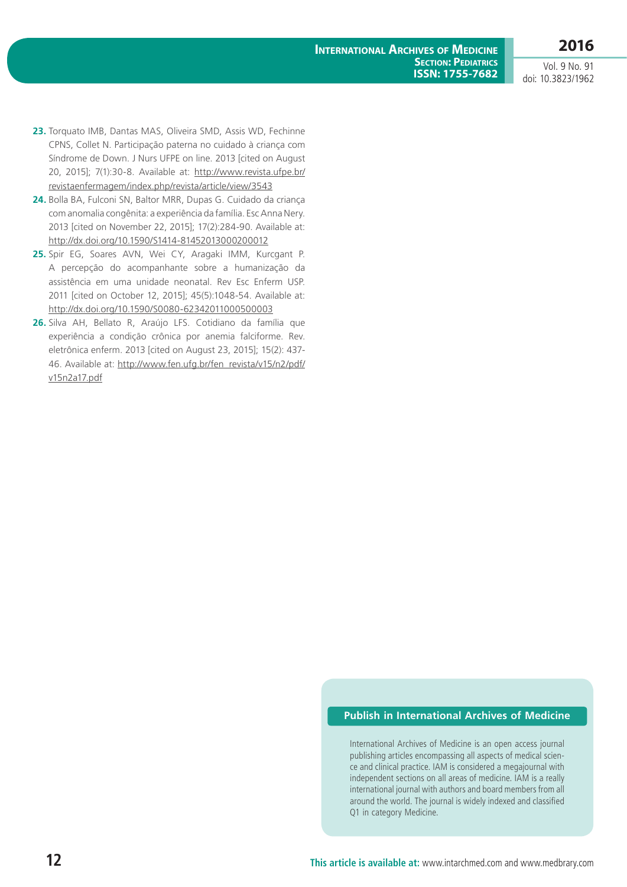23. Torquato IMB, Dantas MAS, Oliveira SMD, Assis WD, Fechinne CPNS, Collet N. Participação paterna no cuidado à criança com Síndrome de Down. J Nurs UFPE on line. 2013 [cited on August 20, 2015]; 7(1):30-8. Available at: http://www.revista.ufpe.br/revistaenfermagem/index.php/revista/article/view/3543

24. Bolla BA, Fulconi SN, Baltor MRR, Dupas G. Cuidado da criança com anomalia congênita: a experiência da família. Esc Anna Nery. 2013 [cited on November 22, 2015]; 17(2):284-90. Available at: http://dx.doi.org/10.1590/S1414-81452013000200012

25. Spir EG, Soares AVN, Wei CY, Aragaki IMM, Kurcgant P. A percepção do acompanhante sobre a humanização da assistência em uma unidade neonatal. Rev Esc Enferm USP. 2011 [cited on October 12, 2015]; 45(5):1048-54. Available at: http://dx.doi.org/10.1590/S0080-62342011000500003

26. Silva AH, Bellato R, Araújo LFS. Cotidiano da família que experiência a condição crônica por anemia falciforme. Rev. eletrônica enferm. 2013 [cited on August 23, 2015]; 15(2): 437-46. Available at: http://www.fen.ufg.br/fen_revista/v15/n2/pdf/v15n2a17.pdf

**Publish in International Archives of Medicine**

International Archives of Medicine is an open access journal publishing articles encompassing all aspects of medical science and clinical practice. IAM is considered a megajournal with independent sections on all areas of medicine. IAM is a really international journal with authors and board members from all around the world. The journal is widely indexed and classified Q1 in category Medicine.